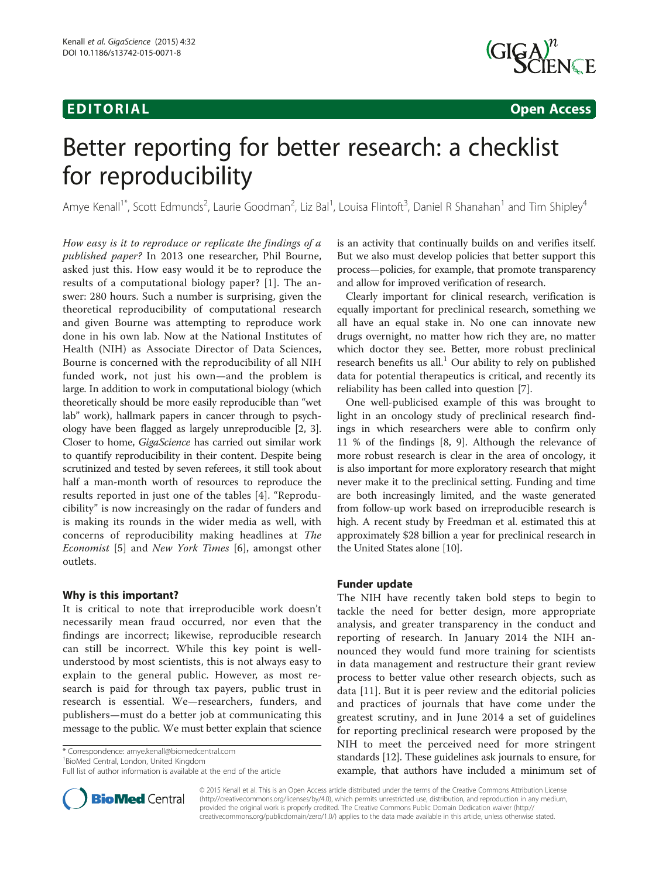EDITORIAL Open Access

# Better reporting for better research: a checklist for reproducibility

Amye Kenall[1*], Scott Edmunds[2], Laurie Goodman[2], Liz Bal[1], Louisa Flintoft[3], Daniel R Shanahan[1] and Tim Shipley[4]

*How easy is it to reproduce or replicate the findings of a published paper?* In 2013 one researcher, Phil Bourne, asked just this. How easy would it be to reproduce the results of a computational biology paper? [1]. The answer: 280 hours. Such a number is surprising, given the theoretical reproducibility of computational research and given Bourne was attempting to reproduce work done in his own lab. Now at the National Institutes of Health (NIH) as Associate Director of Data Sciences, Bourne is concerned with the reproducibility of all NIH funded work, not just his own—and the problem is large. In addition to work in computational biology (which theoretically should be more easily reproducible than "wet lab" work), hallmark papers in cancer through to psychology have been flagged as largely unreproducible [2, 3]. Closer to home, *GigaScience* has carried out similar work to quantify reproducibility in their content. Despite being scrutinized and tested by seven referees, it still took about half a man-month worth of resources to reproduce the results reported in just one of the tables [4]. "Reproducibility" is now increasingly on the radar of funders and is making its rounds in the wider media as well, with concerns of reproducibility making headlines at *The Economist* [5] and *New York Times* [6], amongst other outlets.

## Why is this important?

It is critical to note that irreproducible work doesn't necessarily mean fraud occurred, nor even that the findings are incorrect; likewise, reproducible research can still be incorrect. While this key point is well-understood by most scientists, this is not always easy to explain to the general public. However, as most research is paid for through tax payers, public trust in research is essential. We—researchers, funders, and publishers—must do a better job at communicating this message to the public. We must better explain that science is an activity that continually builds on and verifies itself. But we also must develop policies that better support this process—policies, for example, that promote transparency and allow for improved verification of research.

Clearly important for clinical research, verification is equally important for preclinical research, something we all have an equal stake in. No one can innovate new drugs overnight, no matter how rich they are, no matter which doctor they see. Better, more robust preclinical research benefits us all.[1] Our ability to rely on published data for potential therapeutics is critical, and recently its reliability has been called into question [7].

One well-publicised example of this was brought to light in an oncology study of preclinical research findings in which researchers were able to confirm only 11 % of the findings [8, 9]. Although the relevance of more robust research is clear in the area of oncology, it is also important for more exploratory research that might never make it to the preclinical setting. Funding and time are both increasingly limited, and the waste generated from follow-up work based on irreproducible research is high. A recent study by Freedman et al. estimated this at approximately $28 billion a year for preclinical research in the United States alone [10].

## Funder update

The NIH have recently taken bold steps to begin to tackle the need for better design, more appropriate analysis, and greater transparency in the conduct and reporting of research. In January 2014 the NIH announced they would fund more training for scientists in data management and restructure their grant review process to better value other research objects, such as data [11]. But it is peer review and the editorial policies and practices of journals that have come under the greatest scrutiny, and in June 2014 a set of guidelines for reporting preclinical research were proposed by the NIH to meet the perceived need for more stringent standards [12]. These guidelines ask journals to ensure, for example, that authors have included a minimum set of

\* Correspondence: amye.kenall@biomedcentral.com
[1]BioMed Central, London, United Kingdom
Full list of author information is available at the end of the article

© 2015 Kenall et al. This is an Open Access article distributed under the terms of the Creative Commons Attribution License (http://creativecommons.org/licenses/by/4.0), which permits unrestricted use, distribution, and reproduction in any medium, provided the original work is properly credited. The Creative Commons Public Domain Dedication waiver (http://creativecommons.org/publicdomain/zero/1.0/) applies to the data made available in this article, unless otherwise stated.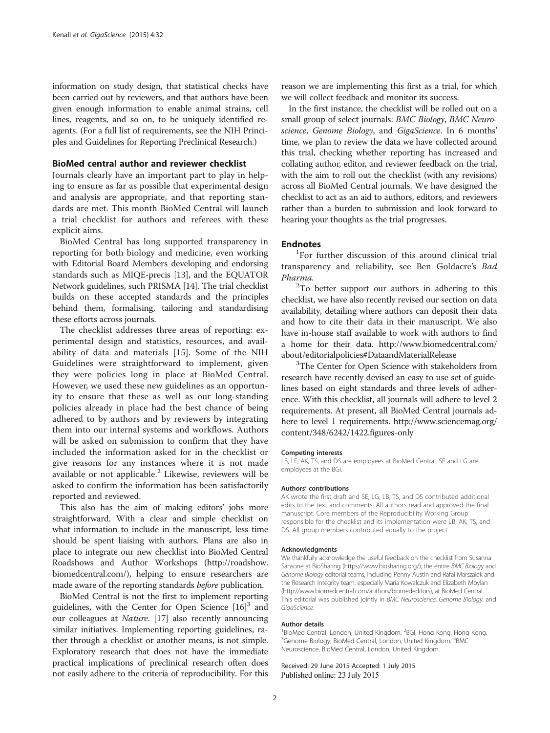information on study design, that statistical checks have been carried out by reviewers, and that authors have been given enough information to enable animal strains, cell lines, reagents, and so on, to be uniquely identified reagents. (For a full list of requirements, see the NIH Principles and Guidelines for Reporting Preclinical Research.)

## BioMed central author and reviewer checklist

Journals clearly have an important part to play in helping to ensure as far as possible that experimental design and analysis are appropriate, and that reporting standards are met. This month BioMed Central will launch a trial checklist for authors and referees with these explicit aims.

BioMed Central has long supported transparency in reporting for both biology and medicine, even working with Editorial Board Members developing and endorsing standards such as MIQE-precis [13], and the EQUATOR Network guidelines, such PRISMA [14]. The trial checklist builds on these accepted standards and the principles behind them, formalising, tailoring and standardising these efforts across journals.

The checklist addresses three areas of reporting: experimental design and statistics, resources, and availability of data and materials [15]. Some of the NIH Guidelines were straightforward to implement, given they were policies long in place at BioMed Central. However, we used these new guidelines as an opportunity to ensure that these as well as our long-standing policies already in place had the best chance of being adhered to by authors and by reviewers by integrating them into our internal systems and workflows. Authors will be asked on submission to confirm that they have included the information asked for in the checklist or give reasons for any instances where it is not made available or not applicable.[2] Likewise, reviewers will be asked to confirm the information has been satisfactorily reported and reviewed.

This also has the aim of making editors' jobs more straightforward. With a clear and simple checklist on what information to include in the manuscript, less time should be spent liaising with authors. Plans are also in place to integrate our new checklist into BioMed Central Roadshows and Author Workshops (http://roadshow.biomedcentral.com/), helping to ensure researchers are made aware of the reporting standards *before* publication.

BioMed Central is not the first to implement reporting guidelines, with the Center for Open Science [16][3] and our colleagues at *Nature*. [17] also recently announcing similar initiatives. Implementing reporting guidelines, rather through a checklist or another means, is not simple. Exploratory research that does not have the immediate practical implications of preclinical research often does not easily adhere to the criteria of reproducibility. For this reason we are implementing this first as a trial, for which we will collect feedback and monitor its success.

In the first instance, the checklist will be rolled out on a small group of select journals: *BMC Biology*, *BMC Neuroscience*, *Genome Biology*, and *GigaScience*. In 6 months' time, we plan to review the data we have collected around this trial, checking whether reporting has increased and collating author, editor, and reviewer feedback on the trial, with the aim to roll out the checklist (with any revisions) across all BioMed Central journals. We have designed the checklist to act as an aid to authors, editors, and reviewers rather than a burden to submission and look forward to hearing your thoughts as the trial progresses.

## Endnotes

[1]For further discussion of this around clinical trial transparency and reliability, see Ben Goldacre's *Bad Pharma*.

[2]To better support our authors in adhering to this checklist, we have also recently revised our section on data availability, detailing where authors can deposit their data and how to cite their data in their manuscript. We also have in-house staff available to work with authors to find a home for their data. http://www.biomedcentral.com/about/editorialpolicies#DataandMaterialRelease

[3]The Center for Open Science with stakeholders from research have recently devised an easy to use set of guidelines based on eight standards and three levels of adherence. With this checklist, all journals will adhere to level 2 requirements. At present, all BioMed Central journals adhere to level 1 requirements. http://www.sciencemag.org/content/348/6242/1422.figures-only

#### Competing interests

LB, LF, AK, TS, and DS are employees at BioMed Central. SE and LG are employees at the BGI.

#### Authors' contributions

AK wrote the first draft and SE, LG, LB, TS, and DS contributed additional edits to the text and comments. All authors read and approved the final manuscript. Core members of the Reproducibility Working Group responsible for the checklist and its implementation were LB, AK, TS, and DS. All group members contributed equally to the project.

#### Acknowledgments

We thankfully acknowledge the useful feedback on the checklist from Susanna Sansone at BioSharing (https://www.biosharing.org/), the entire *BMC Biology* and *Genome Biology* editorial teams, including Penny Austin and Rafal Marszalek and the Research Integrity team, especially Maria Kowalczuk and Elizabeth Moylan (http://www.biomedcentral.com/authors/biomededitors), at BioMed Central. This editorial was published jointly in *BMC Neuroscience*, *Genome Biology*, and *GigaScience*.

#### Author details

[1]BioMed Central, London, United Kingdom. [2]BGI, Hong Kong, Hong Kong. [3]Genome Biology, BioMed Central, London, United Kingdom. [4]BMC Neuroscience, BioMed Central, London, United Kingdom.

Received: 29 June 2015 Accepted: 1 July 2015
Published online: 23 July 2015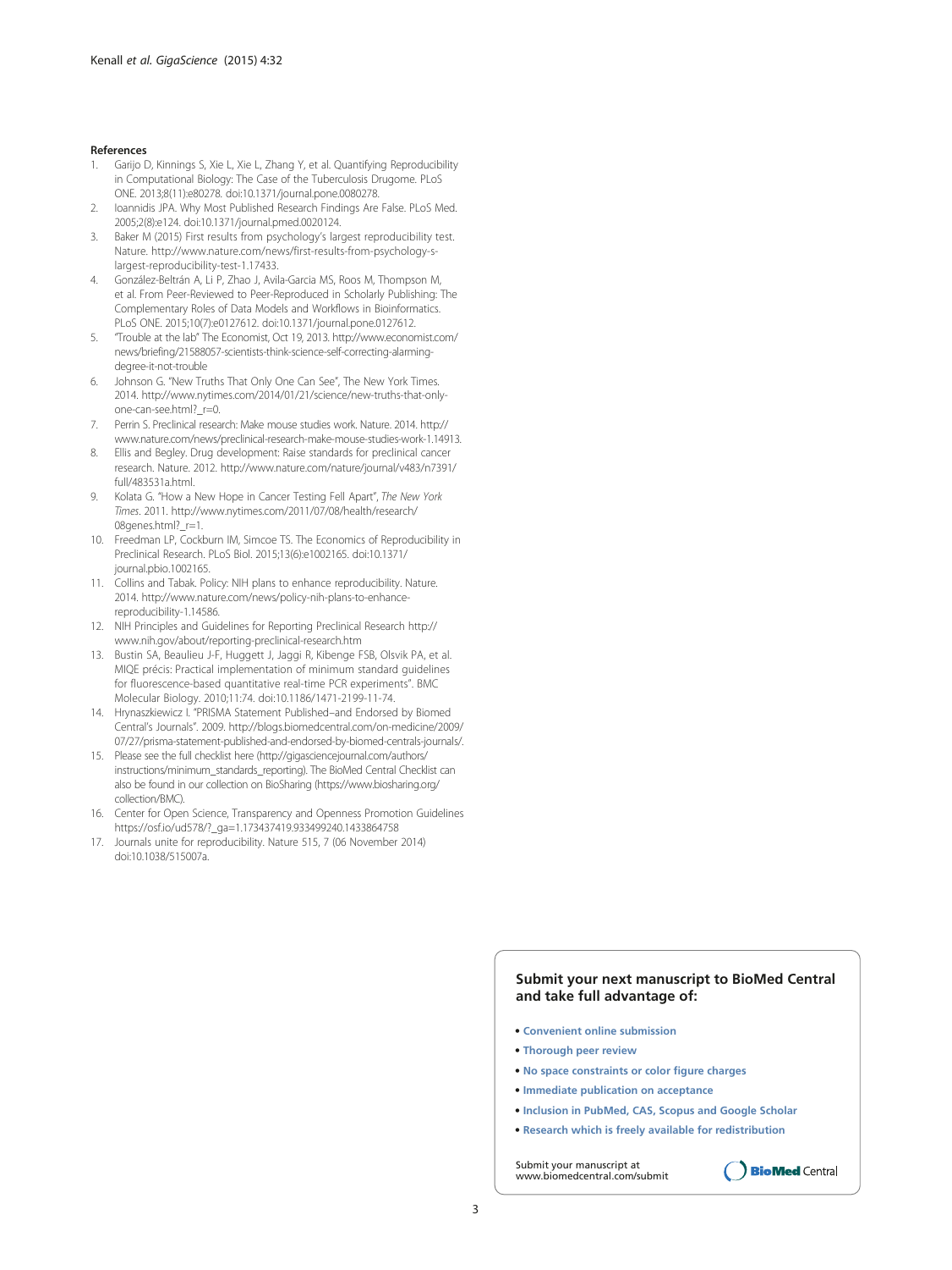## References

1. Garijo D, Kinnings S, Xie L, Xie L, Zhang Y, et al. Quantifying Reproducibility in Computational Biology: The Case of the Tuberculosis Drugome. PLoS ONE. 2013;8(11):e80278. doi:10.1371/journal.pone.0080278.
2. Ioannidis JPA. Why Most Published Research Findings Are False. PLoS Med. 2005;2(8):e124. doi:10.1371/journal.pmed.0020124.
3. Baker M (2015) First results from psychology's largest reproducibility test. Nature. http://www.nature.com/news/first-results-from-psychology-s-largest-reproducibility-test-1.17433.
4. González-Beltrán A, Li P, Zhao J, Avila-Garcia MS, Roos M, Thompson M, et al. From Peer-Reviewed to Peer-Reproduced in Scholarly Publishing: The Complementary Roles of Data Models and Workflows in Bioinformatics. PLoS ONE. 2015;10(7):e0127612. doi:10.1371/journal.pone.0127612.
5. "Trouble at the lab" The Economist, Oct 19, 2013. http://www.economist.com/news/briefing/21588057-scientists-think-science-self-correcting-alarming-degree-it-not-trouble
6. Johnson G. "New Truths That Only One Can See", The New York Times. 2014. http://www.nytimes.com/2014/01/21/science/new-truths-that-only-one-can-see.html?_r=0.
7. Perrin S. Preclinical research: Make mouse studies work. Nature. 2014. http://www.nature.com/news/preclinical-research-make-mouse-studies-work-1.14913.
8. Ellis and Begley. Drug development: Raise standards for preclinical cancer research. Nature. 2012. http://www.nature.com/nature/journal/v483/n7391/full/483531a.html.
9. Kolata G. "How a New Hope in Cancer Testing Fell Apart", *The New York Times*. 2011. http://www.nytimes.com/2011/07/08/health/research/08genes.html?_r=1.
10. Freedman LP, Cockburn IM, Simcoe TS. The Economics of Reproducibility in Preclinical Research. PLoS Biol. 2015;13(6):e1002165. doi:10.1371/journal.pbio.1002165.
11. Collins and Tabak. Policy: NIH plans to enhance reproducibility. Nature. 2014. http://www.nature.com/news/policy-nih-plans-to-enhance-reproducibility-1.14586.
12. NIH Principles and Guidelines for Reporting Preclinical Research http://www.nih.gov/about/reporting-preclinical-research.htm
13. Bustin SA, Beaulieu J-F, Huggett J, Jaggi R, Kibenge FSB, Olsvik PA, et al. MIQE précis: Practical implementation of minimum standard guidelines for fluorescence-based quantitative real-time PCR experiments". BMC Molecular Biology. 2010;11:74. doi:10.1186/1471-2199-11-74.
14. Hrynaszkiewicz I. "PRISMA Statement Published–and Endorsed by Biomed Central's Journals". 2009. http://blogs.biomedcentral.com/on-medicine/2009/07/27/prisma-statement-published-and-endorsed-by-biomed-centrals-journals/.
15. Please see the full checklist here (http://gigasciencejournal.com/authors/instructions/minimum_standards_reporting). The BioMed Central Checklist can also be found in our collection on BioSharing (https://www.biosharing.org/collection/BMC).
16. Center for Open Science, Transparency and Openness Promotion Guidelines https://osf.io/ud578/?_ga=1.173437419.933499240.1433864758
17. Journals unite for reproducibility. Nature 515, 7 (06 November 2014) doi:10.1038/515007a.

**Submit your next manuscript to BioMed Central and take full advantage of:**

- **Convenient online submission**
- **Thorough peer review**
- **No space constraints or color figure charges**
- **Immediate publication on acceptance**
- **Inclusion in PubMed, CAS, Scopus and Google Scholar**
- **Research which is freely available for redistribution**

Submit your manuscript at
www.biomedcentral.com/submit

BioMed Central